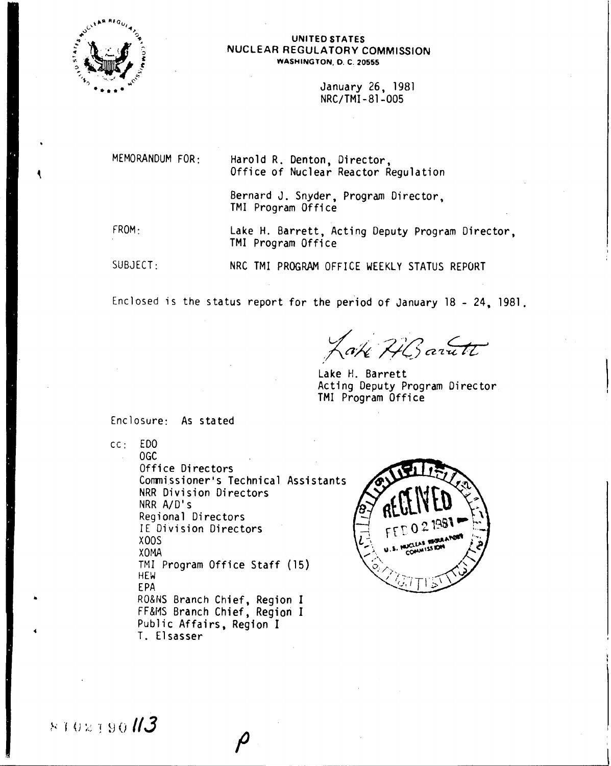UNITED STATES
NUCLEAR REGULATORY COMMISSION
WASHINGTON, D. C. 20555

January 26, 1981
NRC/TMI-81-005

MEMORANDUM FOR: Harold R. Denton, Director, Office of Nuclear Reactor Regulation

Bernard J. Snyder, Program Director, TMI Program Office

FROM: Lake H. Barrett, Acting Deputy Program Director, TMI Program Office

SUBJECT: NRC TMI PROGRAM OFFICE WEEKLY STATUS REPORT

Enclosed is the status report for the period of January 18 - 24, 1981.

Lake H. Barrett
Acting Deputy Program Director
TMI Program Office

Enclosure: As stated

cc: EDO
OGC
Office Directors
Commissioner's Technical Assistants
NRR Division Directors
NRR A/D's
Regional Directors
IE Division Directors
XOOS
XOMA
TMI Program Office Staff (15)
HEW
EPA
RO&NS Branch Chief, Region I
FF&MS Branch Chief, Region I
Public Affairs, Region I
T. Elsasser

RECEIVED FEB 02 1981 U.S. NUCLEAR REGULATORY COMMISSION

8102190113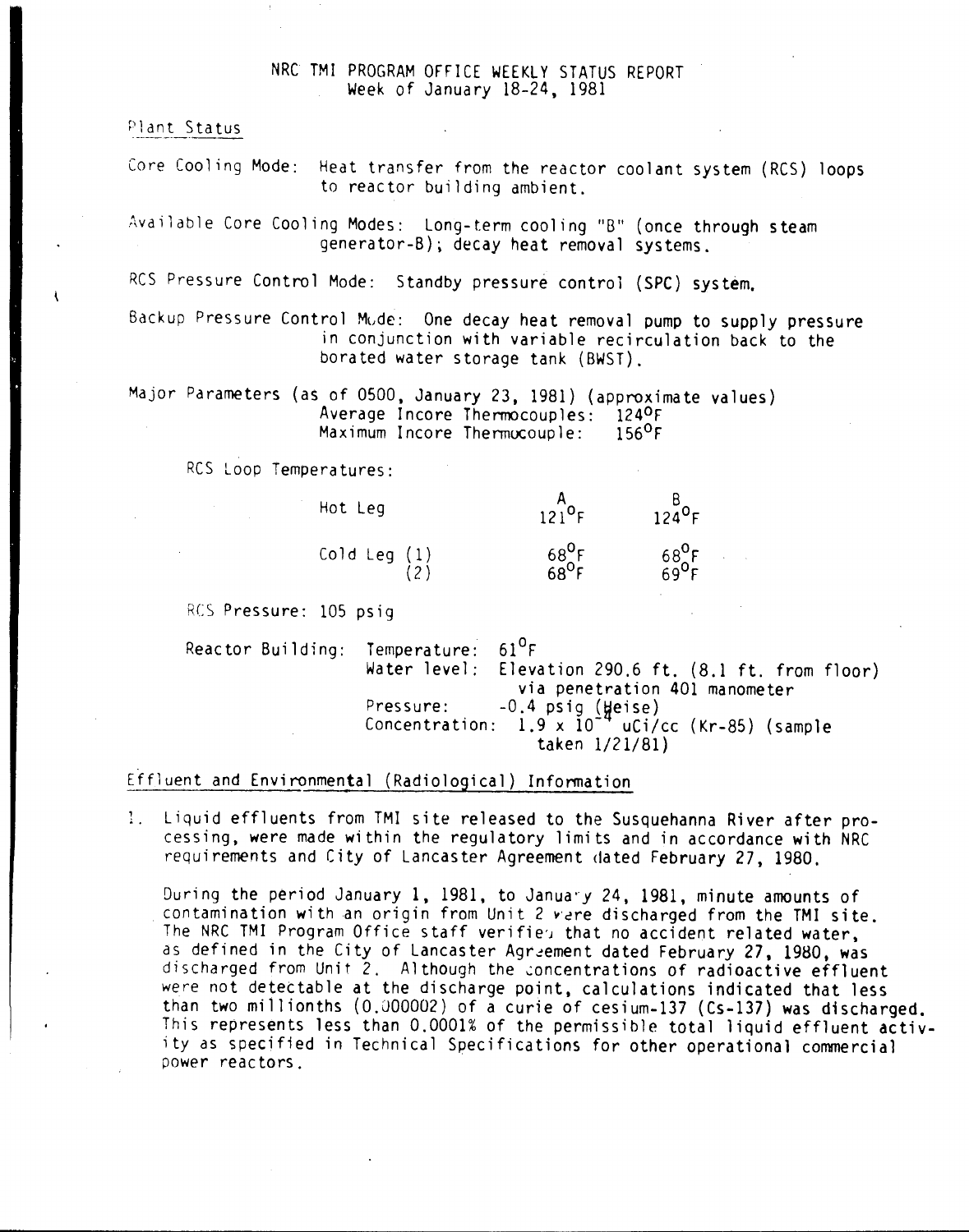# NRC TMI PROGRAM OFFICE WEEKLY STATUS REPORT
Week of January 18-24, 1981

## Plant Status

Core Cooling Mode: Heat transfer from the reactor coolant system (RCS) loops to reactor building ambient.

Available Core Cooling Modes: Long-term cooling "B" (once through steam generator-B); decay heat removal systems.

RCS Pressure Control Mode: Standby pressure control (SPC) system.

Backup Pressure Control Mode: One decay heat removal pump to supply pressure in conjunction with variable recirculation back to the borated water storage tank (BWST).

Major Parameters (as of 0500, January 23, 1981) (approximate values)
Average Incore Thermocouples: 124°F
Maximum Incore Thermocouple: 156°F

RCS Loop Temperatures:

| | | A | B |
|---|---|---|---|
| Hot Leg | | 121°F | 124°F |
| Cold Leg | (1) | 68°F | 68°F |
| | (2) | 68°F | 69°F |

RCS Pressure: 105 psig

Reactor Building:
- Temperature: 61°F
- Water level: Elevation 290.6 ft. (8.1 ft. from floor) via penetration 401 manometer
- Pressure: -0.4 psig (Heise)
- Concentration: $1.9 \times 10^{-4}$ uCi/cc (Kr-85) (sample taken 1/21/81)

## Effluent and Environmental (Radiological) Information

1. Liquid effluents from TMI site released to the Susquehanna River after processing, were made within the regulatory limits and in accordance with NRC requirements and City of Lancaster Agreement dated February 27, 1980.

   During the period January 1, 1981, to January 24, 1981, minute amounts of contamination with an origin from Unit 2 were discharged from the TMI site. The NRC TMI Program Office staff verified that no accident related water, as defined in the City of Lancaster Agreement dated February 27, 1980, was discharged from Unit 2. Although the concentrations of radioactive effluent were not detectable at the discharge point, calculations indicated that less than two millionths (0.000002) of a curie of cesium-137 (Cs-137) was discharged. This represents less than 0.0001% of the permissible total liquid effluent activity as specified in Technical Specifications for other operational commercial power reactors.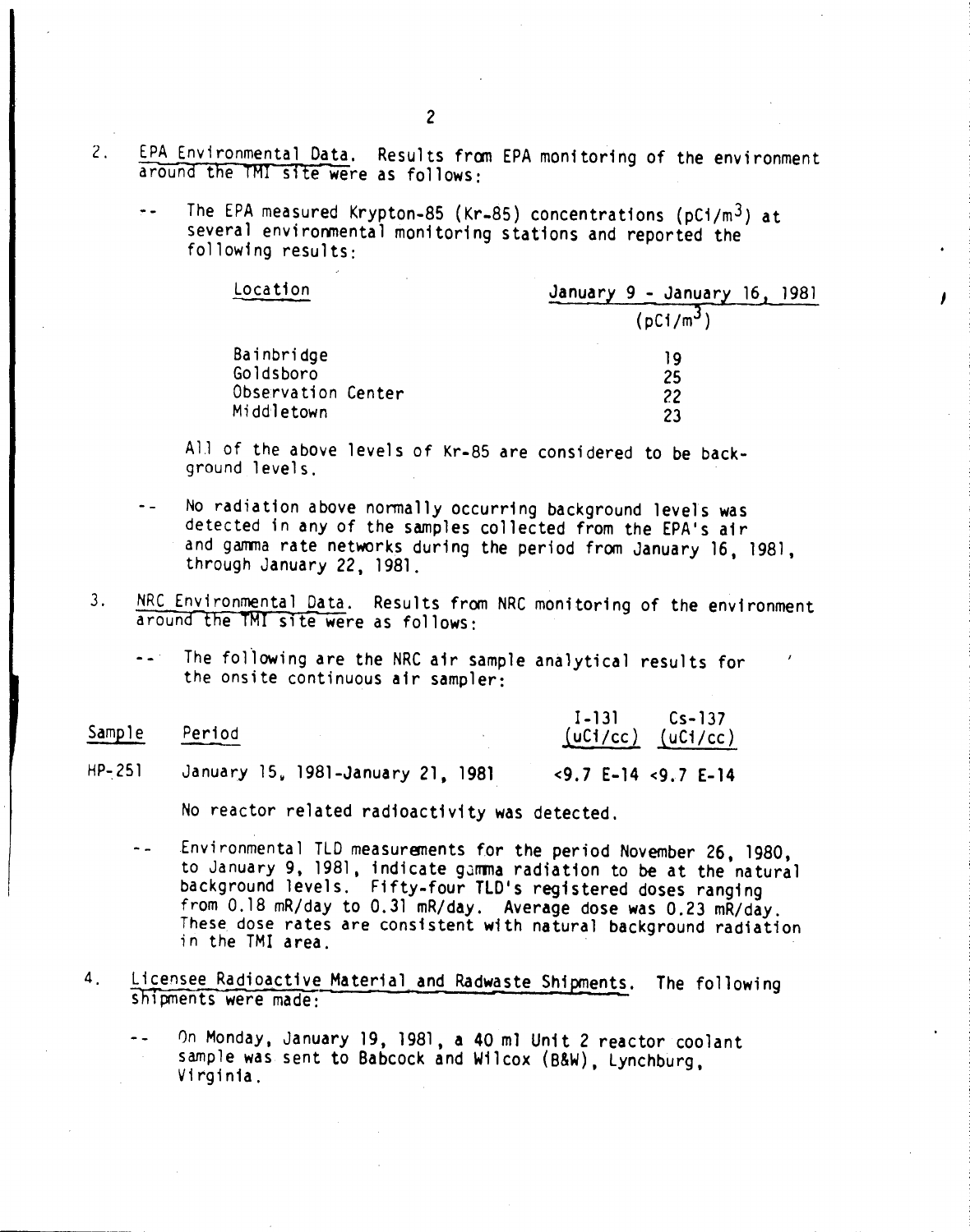2. EPA Environmental Data. Results from EPA monitoring of the environment around the TMI site were as follows:

-- The EPA measured Krypton-85 (Kr-85) concentrations ($pCi/m^3$) at several environmental monitoring stations and reported the following results:

| Location | January 9 - January 16, 1981 ($pCi/m^3$) |
|---|---|
| Bainbridge | 19 |
| Goldsboro | 25 |
| Observation Center | 22 |
| Middletown | 23 |

All of the above levels of Kr-85 are considered to be background levels.

-- No radiation above normally occurring background levels was detected in any of the samples collected from the EPA's air and gamma rate networks during the period from January 16, 1981, through January 22, 1981.

3. NRC Environmental Data. Results from NRC monitoring of the environment around the TMI site were as follows:

-- The following are the NRC air sample analytical results for the onsite continuous air sampler:

| Sample | Period | I-131 (uCi/cc) | Cs-137 (uCi/cc) |
|---|---|---|---|
| HP-251 | January 15, 1981-January 21, 1981 | <9.7 E-14 | <9.7 E-14 |

No reactor related radioactivity was detected.

-- Environmental TLD measurements for the period November 26, 1980, to January 9, 1981, indicate gamma radiation to be at the natural background levels. Fifty-four TLD's registered doses ranging from 0.18 mR/day to 0.31 mR/day. Average dose was 0.23 mR/day. These dose rates are consistent with natural background radiation in the TMI area.

4. Licensee Radioactive Material and Radwaste Shipments. The following shipments were made:

-- On Monday, January 19, 1981, a 40 ml Unit 2 reactor coolant sample was sent to Babcock and Wilcox (B&W), Lynchburg, Virginia.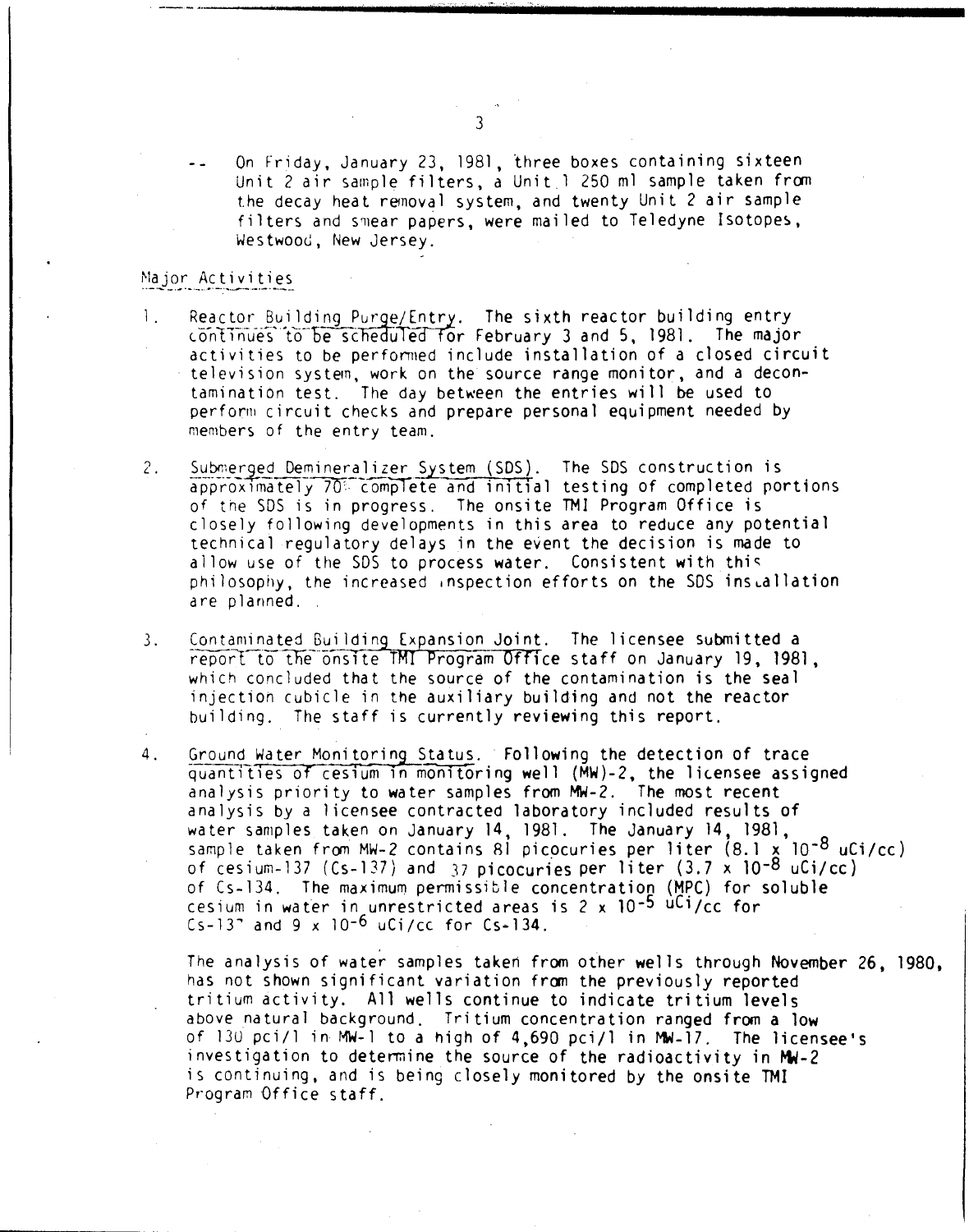-- On Friday, January 23, 1981, three boxes containing sixteen Unit 2 air sample filters, a Unit 1 250 ml sample taken from the decay heat removal system, and twenty Unit 2 air sample filters and smear papers, were mailed to Teledyne Isotopes, Westwood, New Jersey.

## Major Activities

1. Reactor Building Purge/Entry. The sixth reactor building entry continues to be scheduled for February 3 and 5, 1981. The major activities to be performed include installation of a closed circuit television system, work on the source range monitor, and a decontamination test. The day between the entries will be used to perform circuit checks and prepare personal equipment needed by members of the entry team.

2. Submerged Demineralizer System (SDS). The SDS construction is approximately 70% complete and initial testing of completed portions of the SDS is in progress. The onsite TMI Program Office is closely following developments in this area to reduce any potential technical regulatory delays in the event the decision is made to allow use of the SDS to process water. Consistent with this philosophy, the increased inspection efforts on the SDS installation are planned.

3. Contaminated Building Expansion Joint. The licensee submitted a report to the onsite TMI Program Office staff on January 19, 1981, which concluded that the source of the contamination is the seal injection cubicle in the auxiliary building and not the reactor building. The staff is currently reviewing this report.

4. Ground Water Monitoring Status. Following the detection of trace quantities of cesium in monitoring well (MW)-2, the licensee assigned analysis priority to water samples from MW-2. The most recent analysis by a licensee contracted laboratory included results of water samples taken on January 14, 1981. The January 14, 1981, sample taken from MW-2 contains 81 picocuries per liter ($8.1 \times 10^{-8}$ uCi/cc) of cesium-137 (Cs-137) and 37 picocuries per liter ($3.7 \times 10^{-8}$ uCi/cc) of Cs-134. The maximum permissible concentration (MPC) for soluble cesium in water in unrestricted areas is $2 \times 10^{-5}$ uCi/cc for Cs-137 and $9 \times 10^{-6}$ uCi/cc for Cs-134.

   The analysis of water samples taken from other wells through November 26, 1980, has not shown significant variation from the previously reported tritium activity. All wells continue to indicate tritium levels above natural background. Tritium concentration ranged from a low of 130 pci/l in MW-1 to a high of 4,690 pci/l in MW-17. The licensee's investigation to determine the source of the radioactivity in MW-2 is continuing, and is being closely monitored by the onsite TMI Program Office staff.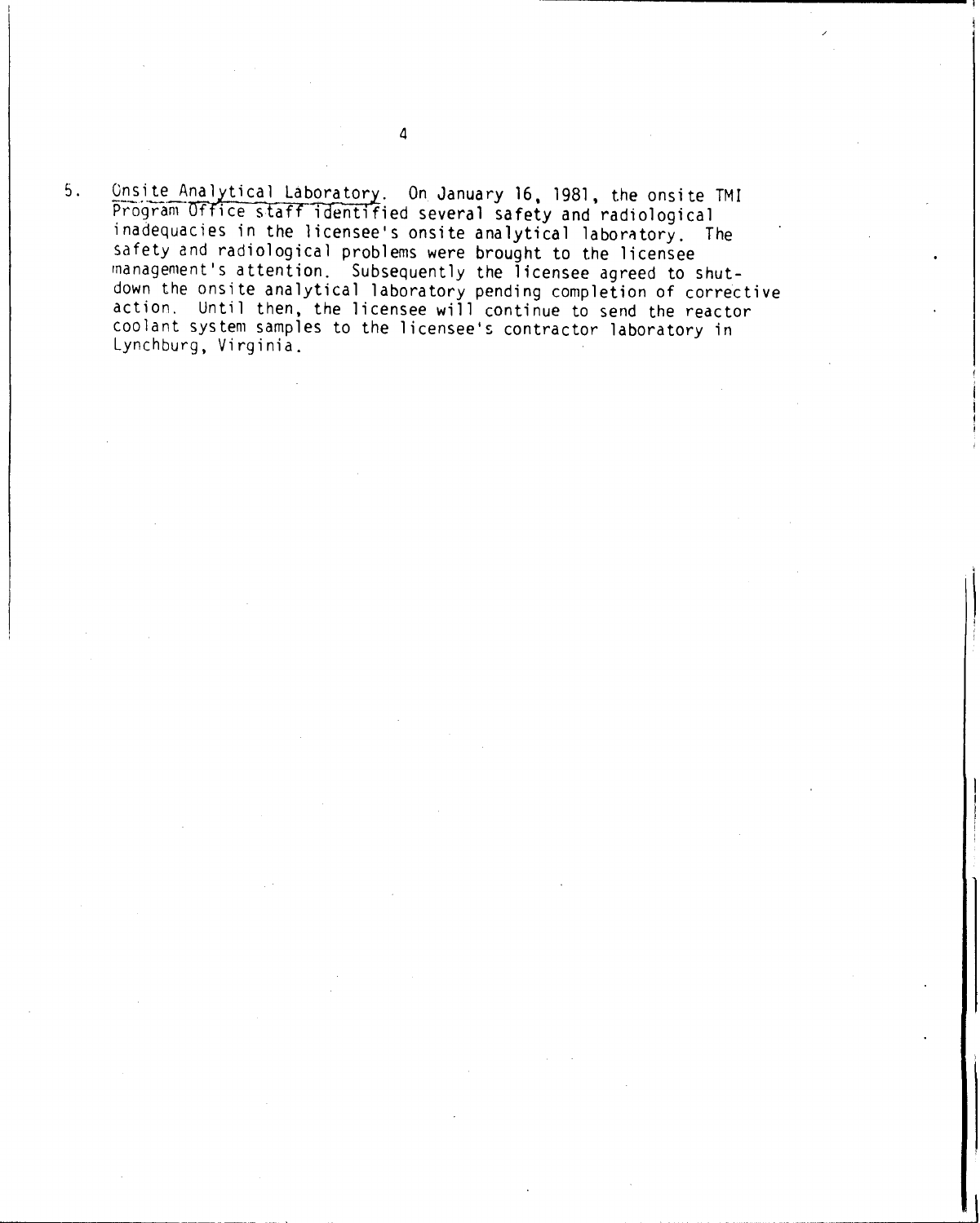5. <u>Onsite Analytical Laboratory</u>. On January 16, 1981, the onsite TMI Program Office staff identified several safety and radiological inadequacies in the licensee's onsite analytical laboratory. The safety and radiological problems were brought to the licensee management's attention. Subsequently the licensee agreed to shut-down the onsite analytical laboratory pending completion of corrective action. Until then, the licensee will continue to send the reactor coolant system samples to the licensee's contractor laboratory in Lynchburg, Virginia.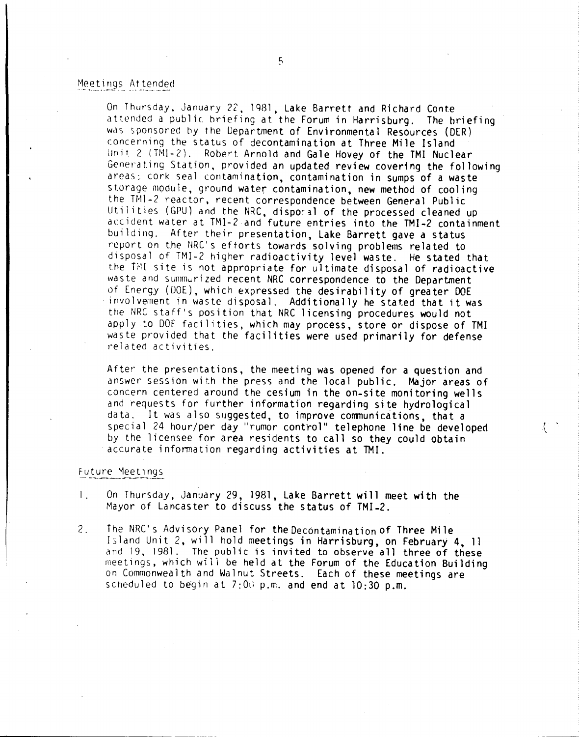## Meetings Attended

On Thursday, January 22, 1981, Lake Barrett and Richard Conte attended a public briefing at the Forum in Harrisburg. The briefing was sponsored by the Department of Environmental Resources (DER) concerning the status of decontamination at Three Mile Island Unit 2 (TMI-2). Robert Arnold and Gale Hovey of the TMI Nuclear Generating Station, provided an updated review covering the following areas: cork seal contamination, contamination in sumps of a waste storage module, ground water contamination, new method of cooling the TMI-2 reactor, recent correspondence between General Public Utilities (GPU) and the NRC, disposal of the processed cleaned up accident water at TMI-2 and future entries into the TMI-2 containment building. After their presentation, Lake Barrett gave a status report on the NRC's efforts towards solving problems related to disposal of TMI-2 higher radioactivity level waste. He stated that the TMI site is not appropriate for ultimate disposal of radioactive waste and summarized recent NRC correspondence to the Department of Energy (DOE), which expressed the desirability of greater DOE involvement in waste disposal. Additionally he stated that it was the NRC staff's position that NRC licensing procedures would not apply to DOE facilities, which may process, store or dispose of TMI waste provided that the facilities were used primarily for defense related activities.

After the presentations, the meeting was opened for a question and answer session with the press and the local public. Major areas of concern centered around the cesium in the on-site monitoring wells and requests for further information regarding site hydrological data. It was also suggested, to improve communications, that a special 24 hour/per day "rumor control" telephone line be developed by the licensee for area residents to call so they could obtain accurate information regarding activities at TMI.

## Future Meetings

1. On Thursday, January 29, 1981, Lake Barrett will meet with the Mayor of Lancaster to discuss the status of TMI-2.

2. The NRC's Advisory Panel for the Decontamination of Three Mile Island Unit 2, will hold meetings in Harrisburg, on February 4, 11 and 19, 1981. The public is invited to observe all three of these meetings, which will be held at the Forum of the Education Building on Commonwealth and Walnut Streets. Each of these meetings are scheduled to begin at 7:00 p.m. and end at 10:30 p.m.